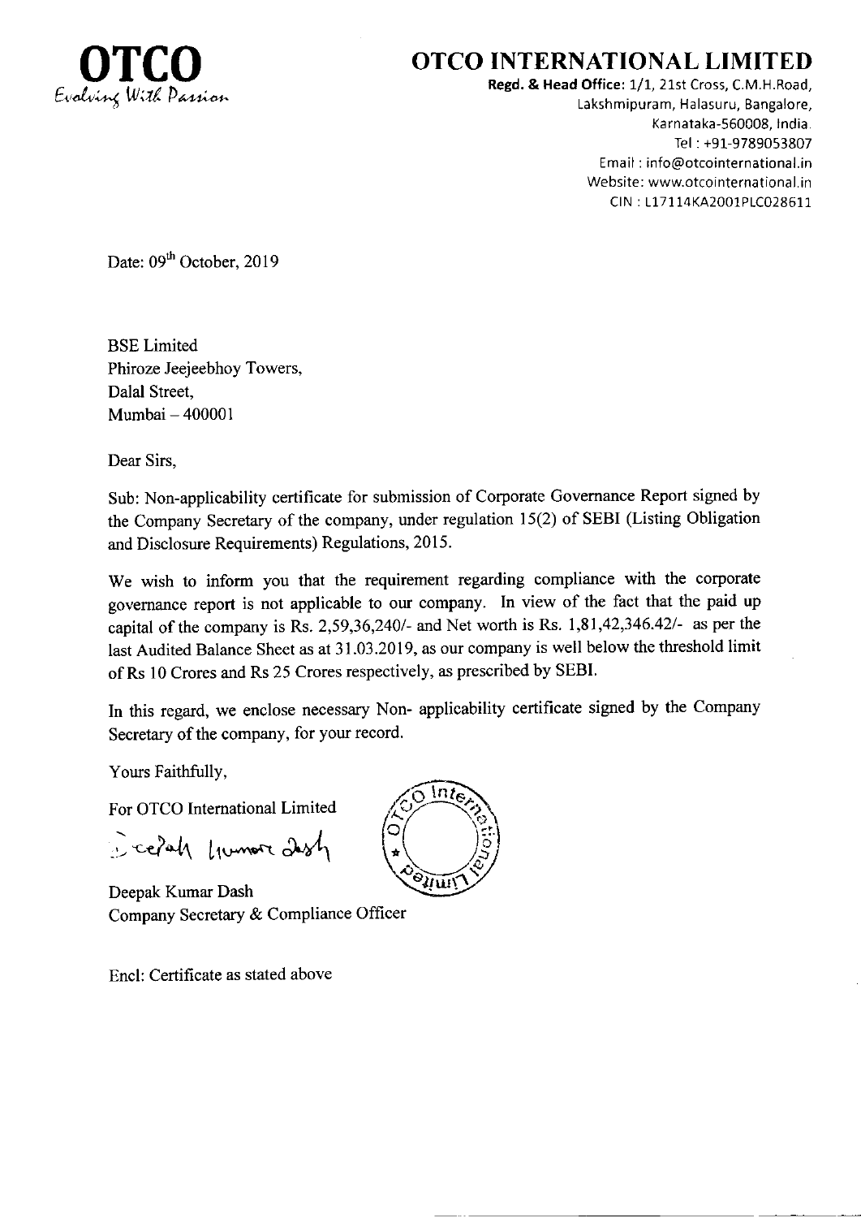**OTCO**
*Evolving With Passion*

# OTCO INTERNATIONAL LIMITED

**Regd. & Head Office:** 1/1, 21st Cross, C.M.H.Road,
Lakshmipuram, Halasuru, Bangalore,
Karnataka-560008, India.
Tel : +91-9789053807
Email : info@otcointernational.in
Website: www.otcointernational.in
CIN : L17114KA2001PLC028611

Date: 09th October, 2019

BSE Limited
Phiroze Jeejeebhoy Towers,
Dalal Street,
Mumbai – 400001

Dear Sirs,

Sub: Non-applicability certificate for submission of Corporate Governance Report signed by the Company Secretary of the company, under regulation 15(2) of SEBI (Listing Obligation and Disclosure Requirements) Regulations, 2015.

We wish to inform you that the requirement regarding compliance with the corporate governance report is not applicable to our company. In view of the fact that the paid up capital of the company is Rs. 2,59,36,240/- and Net worth is Rs. 1,81,42,346.42/- as per the last Audited Balance Sheet as at 31.03.2019, as our company is well below the threshold limit of Rs 10 Crores and Rs 25 Crores respectively, as prescribed by SEBI.

In this regard, we enclose necessary Non- applicability certificate signed by the Company Secretary of the company, for your record.

Yours Faithfully,

For OTCO International Limited

Deepak Kumar Dash
Company Secretary & Compliance Officer

Encl: Certificate as stated above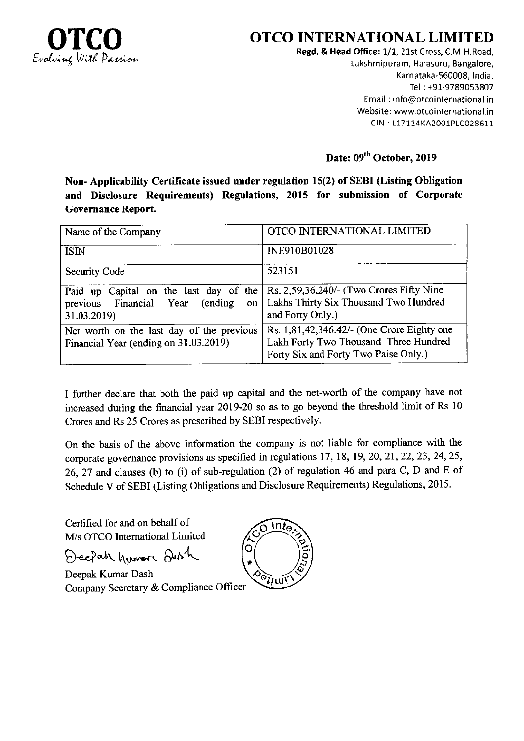**OTCO**
*Evolving With Passion*

# OTCO INTERNATIONAL LIMITED

**Regd. & Head Office:** 1/1, 21st Cross, C.M.H.Road,
Lakshmipuram, Halasuru, Bangalore,
Karnataka-560008, India.
Tel : +91-9789053807
Email : info@otcointernational.in
Website: www.otcointernational.in
CIN : L17114KA2001PLC028611

**Date: 09th October, 2019**

**Non- Applicability Certificate issued under regulation 15(2) of SEBI (Listing Obligation and Disclosure Requirements) Regulations, 2015 for submission of Corporate Governance Report.**

| | |
|---|---|
| Name of the Company | OTCO INTERNATIONAL LIMITED |
| ISIN | INE910B01028 |
| Security Code | 523151 |
| Paid up Capital on the last day of the previous Financial Year (ending on 31.03.2019) | Rs. 2,59,36,240/- (Two Crores Fifty Nine Lakhs Thirty Six Thousand Two Hundred and Forty Only.) |
| Net worth on the last day of the previous Financial Year (ending on 31.03.2019) | Rs. 1,81,42,346.42/- (One Crore Eighty one Lakh Forty Two Thousand Three Hundred Forty Six and Forty Two Paise Only.) |

I further declare that both the paid up capital and the net-worth of the company have not increased during the financial year 2019-20 so as to go beyond the threshold limit of Rs 10 Crores and Rs 25 Crores as prescribed by SEBI respectively.

On the basis of the above information the company is not liable for compliance with the corporate governance provisions as specified in regulations 17, 18, 19, 20, 21, 22, 23, 24, 25, 26, 27 and clauses (b) to (i) of sub-regulation (2) of regulation 46 and para C, D and E of Schedule V of SEBI (Listing Obligations and Disclosure Requirements) Regulations, 2015.

Certified for and on behalf of
M/s OTCO International Limited

Deepak Kumar Dash

Deepak Kumar Dash
Company Secretary & Compliance Officer